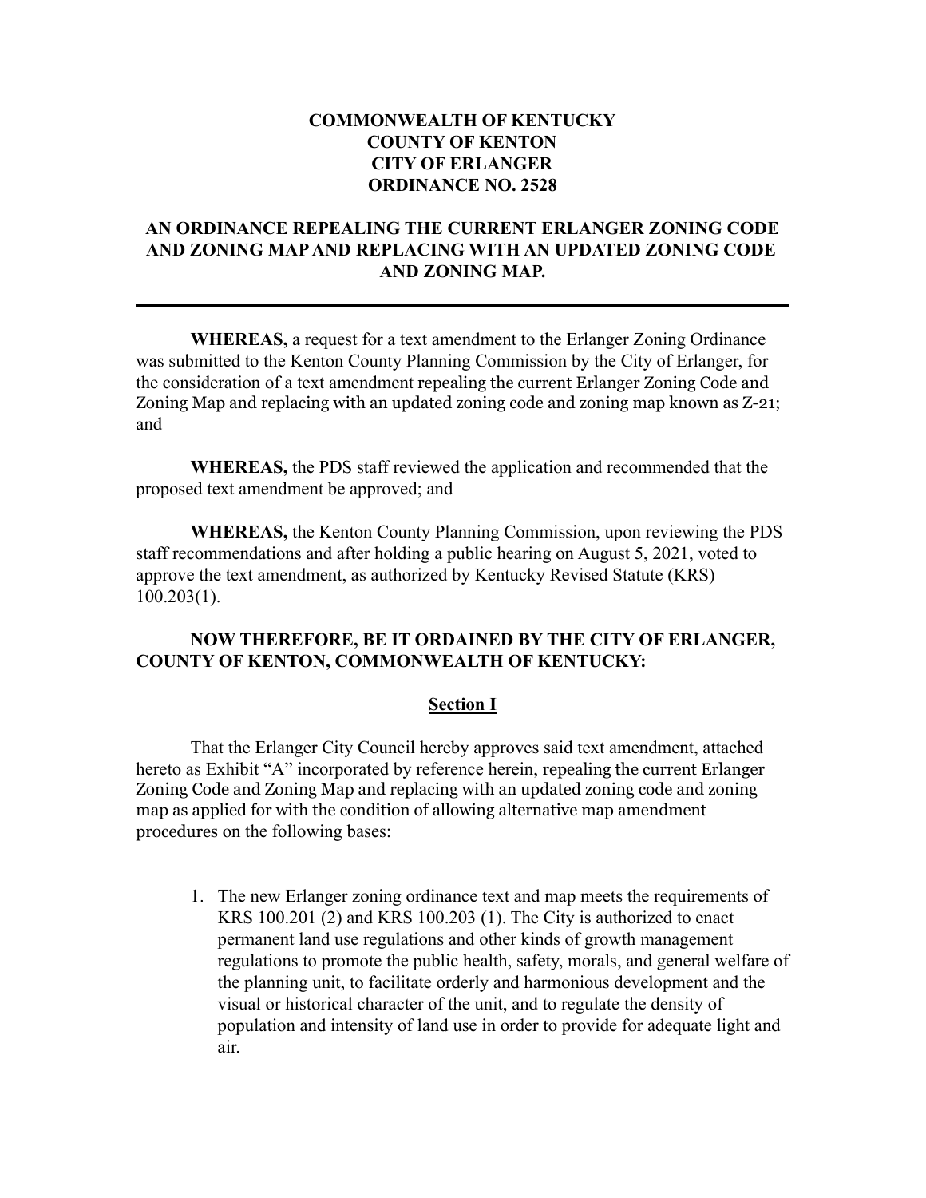**COMMONWEALTH OF KENTUCKY**
**COUNTY OF KENTON**
**CITY OF ERLANGER**
**ORDINANCE NO. 2528**

## AN ORDINANCE REPEALING THE CURRENT ERLANGER ZONING CODE AND ZONING MAP AND REPLACING WITH AN UPDATED ZONING CODE AND ZONING MAP.

---

**WHEREAS,** a request for a text amendment to the Erlanger Zoning Ordinance was submitted to the Kenton County Planning Commission by the City of Erlanger, for the consideration of a text amendment repealing the current Erlanger Zoning Code and Zoning Map and replacing with an updated zoning code and zoning map known as Z-21; and

**WHEREAS,** the PDS staff reviewed the application and recommended that the proposed text amendment be approved; and

**WHEREAS,** the Kenton County Planning Commission, upon reviewing the PDS staff recommendations and after holding a public hearing on August 5, 2021, voted to approve the text amendment, as authorized by Kentucky Revised Statute (KRS) 100.203(1).

**NOW THEREFORE, BE IT ORDAINED BY THE CITY OF ERLANGER, COUNTY OF KENTON, COMMONWEALTH OF KENTUCKY:**

### Section I

That the Erlanger City Council hereby approves said text amendment, attached hereto as Exhibit "A" incorporated by reference herein, repealing the current Erlanger Zoning Code and Zoning Map and replacing with an updated zoning code and zoning map as applied for with the condition of allowing alternative map amendment procedures on the following bases:

1. The new Erlanger zoning ordinance text and map meets the requirements of KRS 100.201 (2) and KRS 100.203 (1). The City is authorized to enact permanent land use regulations and other kinds of growth management regulations to promote the public health, safety, morals, and general welfare of the planning unit, to facilitate orderly and harmonious development and the visual or historical character of the unit, and to regulate the density of population and intensity of land use in order to provide for adequate light and air.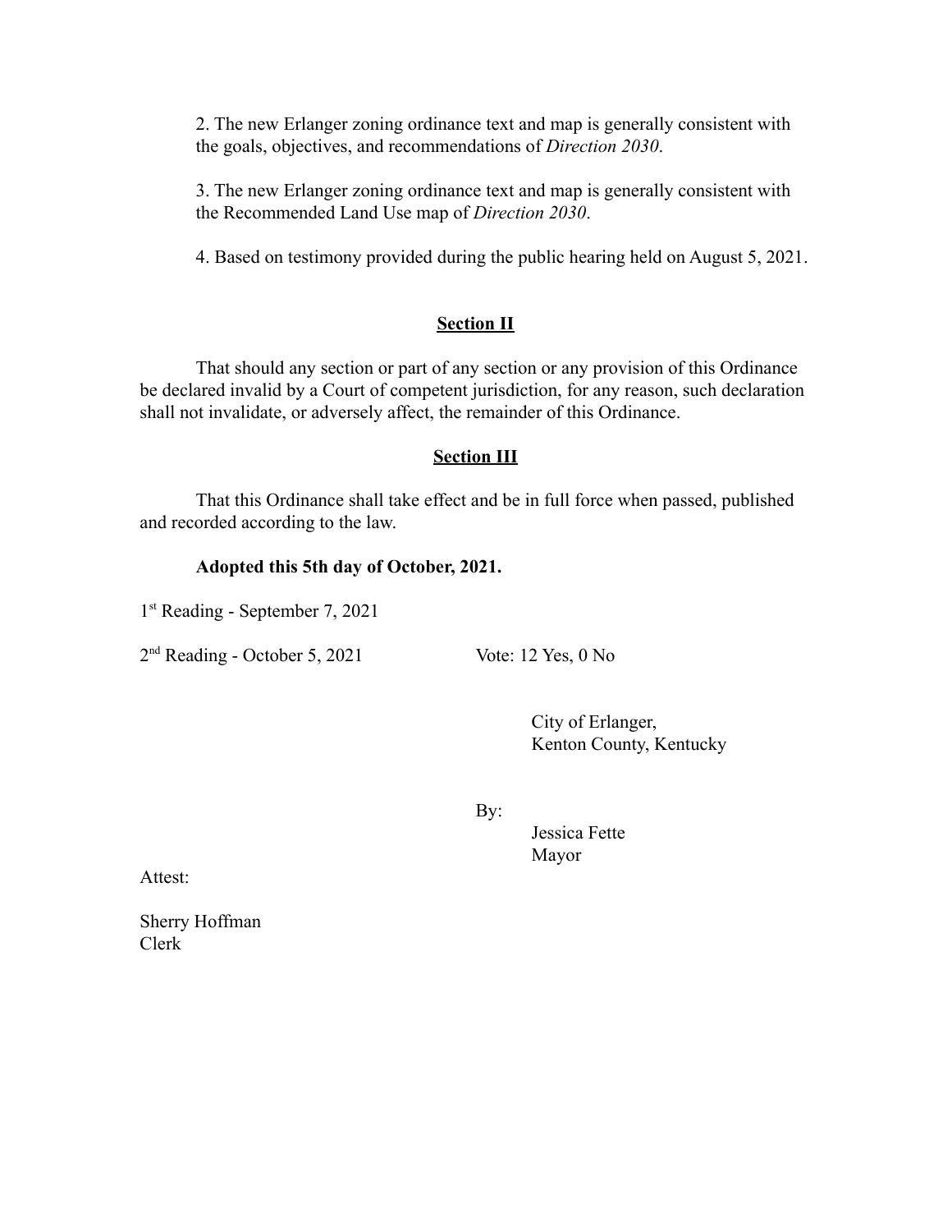2. The new Erlanger zoning ordinance text and map is generally consistent with the goals, objectives, and recommendations of *Direction 2030*.

3. The new Erlanger zoning ordinance text and map is generally consistent with the Recommended Land Use map of *Direction 2030*.

4. Based on testimony provided during the public hearing held on August 5, 2021.

## Section II

That should any section or part of any section or any provision of this Ordinance be declared invalid by a Court of competent jurisdiction, for any reason, such declaration shall not invalidate, or adversely affect, the remainder of this Ordinance.

## Section III

That this Ordinance shall take effect and be in full force when passed, published and recorded according to the law.

**Adopted this 5th day of October, 2021.**

1st Reading - September 7, 2021

2nd Reading - October 5, 2021 Vote: 12 Yes, 0 No

City of Erlanger,
Kenton County, Kentucky

By:

Jessica Fette
Mayor

Attest:

Sherry Hoffman
Clerk